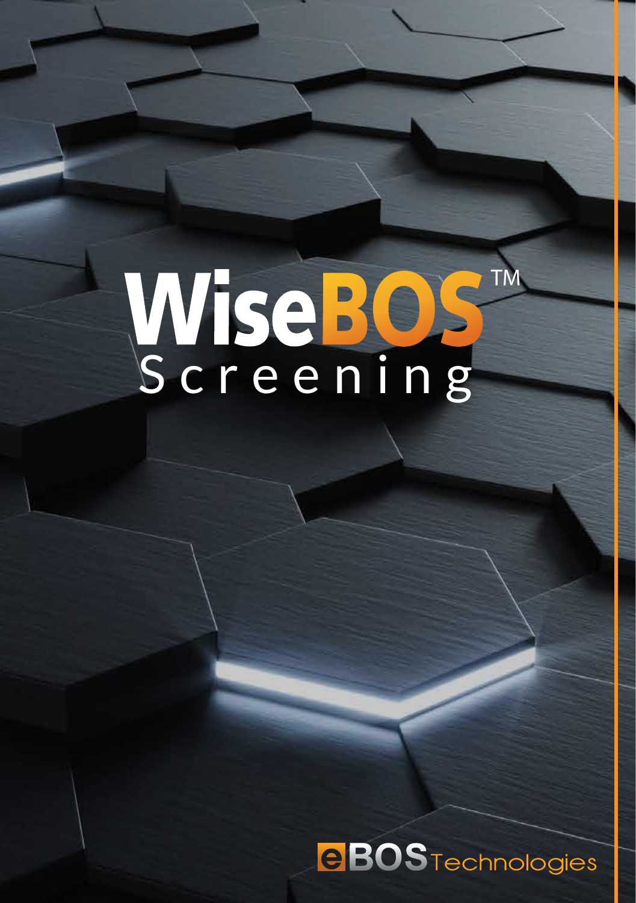# WiseBOS™ Screening

eBOS Technologies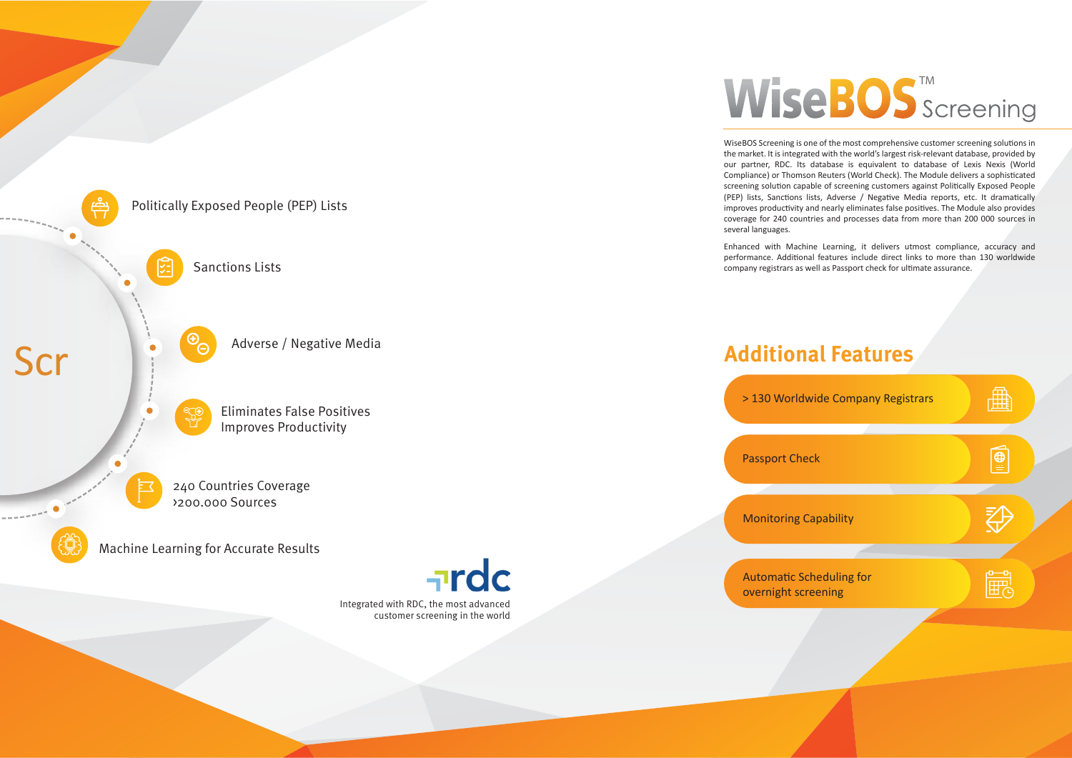Scr

- Politically Exposed People (PEP) Lists
- Sanctions Lists
- Adverse / Negative Media
- Eliminates False Positives
  Improves Productivity
- 240 Countries Coverage
  ›200.000 Sources
- Machine Learning for Accurate Results

rdc

Integrated with RDC, the most advanced customer screening in the world

# WiseBOS™ Screening

WiseBOS Screening is one of the most comprehensive customer screening solutions in the market. It is integrated with the world's largest risk-relevant database, provided by our partner, RDC. Its database is equivalent to database of Lexis Nexis (World Compliance) or Thomson Reuters (World Check). The Module delivers a sophisticated screening solution capable of screening customers against Politically Exposed People (PEP) lists, Sanctions lists, Adverse / Negative Media reports, etc. It dramatically improves productivity and nearly eliminates false positives. The Module also provides coverage for 240 countries and processes data from more than 200 000 sources in several languages.

Enhanced with Machine Learning, it delivers utmost compliance, accuracy and performance. Additional features include direct links to more than 130 worldwide company registrars as well as Passport check for ultimate assurance.

## Additional Features

- > 130 Worldwide Company Registrars
- Passport Check
- Monitoring Capability
- Automatic Scheduling for overnight screening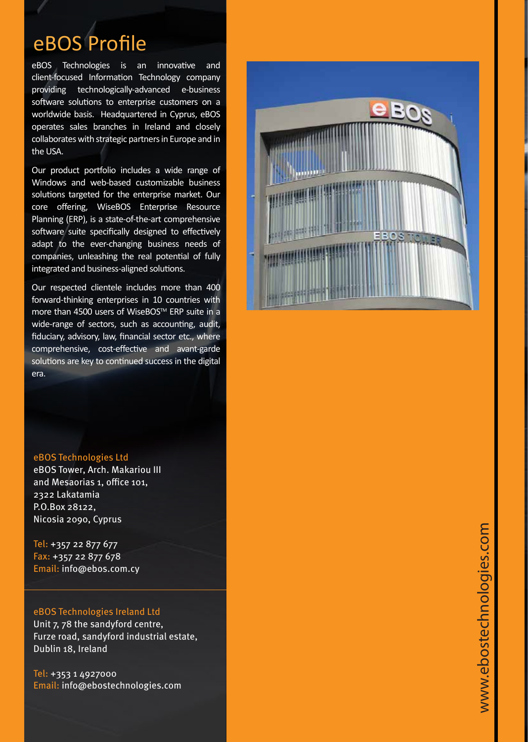# eBOS Profile

eBOS Technologies is an innovative and client-focused Information Technology company providing technologically-advanced e-business software solutions to enterprise customers on a worldwide basis. Headquartered in Cyprus, eBOS operates sales branches in Ireland and closely collaborates with strategic partners in Europe and in the USA.

Our product portfolio includes a wide range of Windows and web-based customizable business solutions targeted for the enterprise market. Our core offering, WiseBOS Enterprise Resource Planning (ERP), is a state-of-the-art comprehensive software suite specifically designed to effectively adapt to the ever-changing business needs of companies, unleashing the real potential of fully integrated and business-aligned solutions.

Our respected clientele includes more than 400 forward-thinking enterprises in 10 countries with more than 4500 users of WiseBOS™ ERP suite in a wide-range of sectors, such as accounting, audit, fiduciary, advisory, law, financial sector etc., where comprehensive, cost-effective and avant-garde solutions are key to continued success in the digital era.

**eBOS Technologies Ltd**
eBOS Tower, Arch. Makariou III
and Mesaorias 1, office 101,
2322 Lakatamia
P.O.Box 28122,
Nicosia 2090, Cyprus

Tel: +357 22 877 677
Fax: +357 22 877 678
Email: info@ebos.com.cy

**eBOS Technologies Ireland Ltd**
Unit 7, 78 the sandyford centre,
Furze road, sandyford industrial estate,
Dublin 18, Ireland

Tel: +353 1 4927000
Email: info@ebostechnologies.com

www.ebostechnologies.com